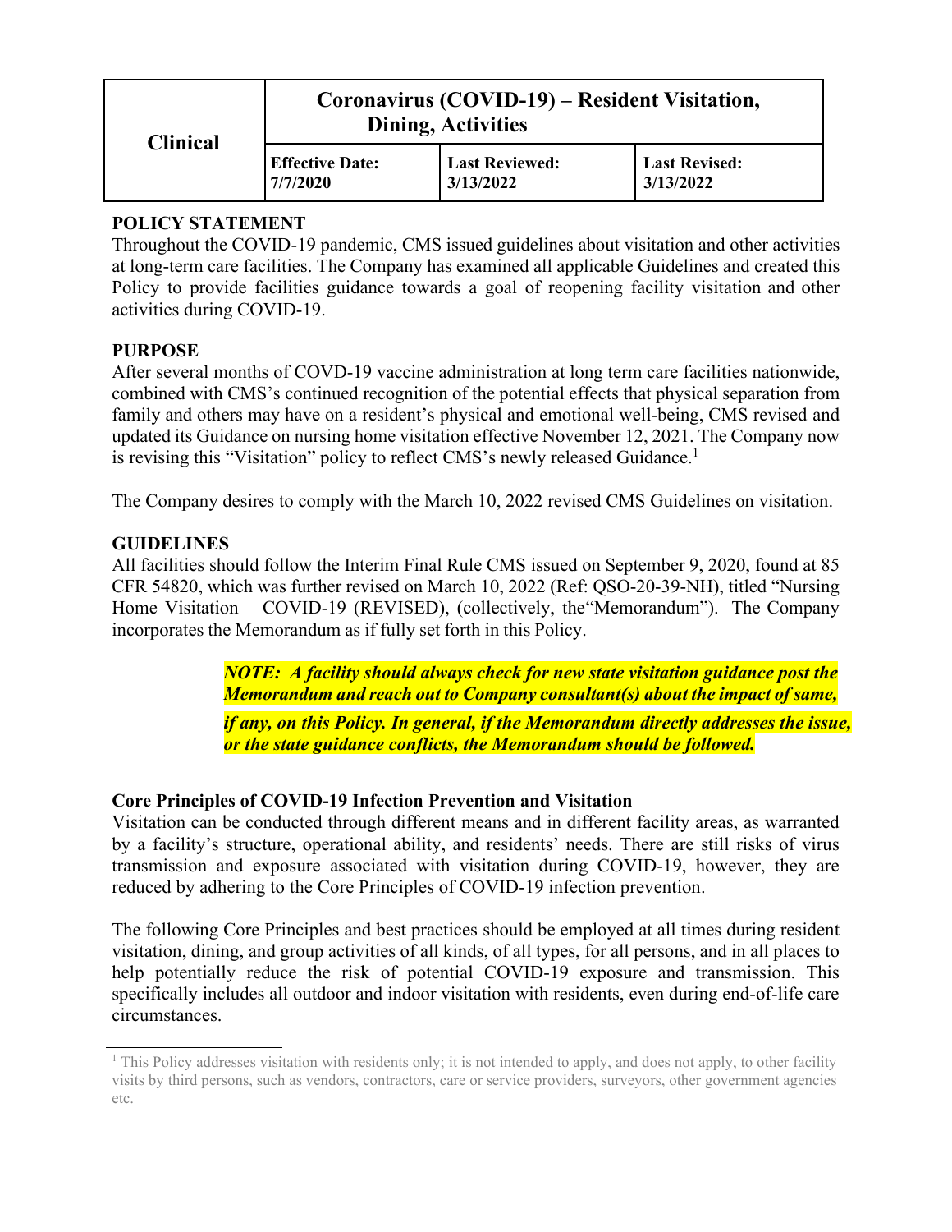| Clinical | Coronavirus (COVID-19) – Resident Visitation, Dining, Activities | | |
|---|---|---|---|
| | **Effective Date:** 7/7/2020 | **Last Reviewed:** 3/13/2022 | **Last Revised:** 3/13/2022 |

## POLICY STATEMENT

Throughout the COVID-19 pandemic, CMS issued guidelines about visitation and other activities at long-term care facilities. The Company has examined all applicable Guidelines and created this Policy to provide facilities guidance towards a goal of reopening facility visitation and other activities during COVID-19.

## PURPOSE

After several months of COVD-19 vaccine administration at long term care facilities nationwide, combined with CMS's continued recognition of the potential effects that physical separation from family and others may have on a resident's physical and emotional well-being, CMS revised and updated its Guidance on nursing home visitation effective November 12, 2021. The Company now is revising this "Visitation" policy to reflect CMS's newly released Guidance.[1]

The Company desires to comply with the March 10, 2022 revised CMS Guidelines on visitation.

## GUIDELINES

All facilities should follow the Interim Final Rule CMS issued on September 9, 2020, found at 85 CFR 54820, which was further revised on March 10, 2022 (Ref: QSO-20-39-NH), titled "Nursing Home Visitation – COVID-19 (REVISED), (collectively, the"Memorandum"). The Company incorporates the Memorandum as if fully set forth in this Policy.

> ***NOTE: A facility should always check for new state visitation guidance post the Memorandum and reach out to Company consultant(s) about the impact of same, if any, on this Policy. In general, if the Memorandum directly addresses the issue, or the state guidance conflicts, the Memorandum should be followed.***

### Core Principles of COVID-19 Infection Prevention and Visitation

Visitation can be conducted through different means and in different facility areas, as warranted by a facility's structure, operational ability, and residents' needs. There are still risks of virus transmission and exposure associated with visitation during COVID-19, however, they are reduced by adhering to the Core Principles of COVID-19 infection prevention.

The following Core Principles and best practices should be employed at all times during resident visitation, dining, and group activities of all kinds, of all types, for all persons, and in all places to help potentially reduce the risk of potential COVID-19 exposure and transmission. This specifically includes all outdoor and indoor visitation with residents, even during end-of-life care circumstances.

[1] This Policy addresses visitation with residents only; it is not intended to apply, and does not apply, to other facility visits by third persons, such as vendors, contractors, care or service providers, surveyors, other government agencies etc.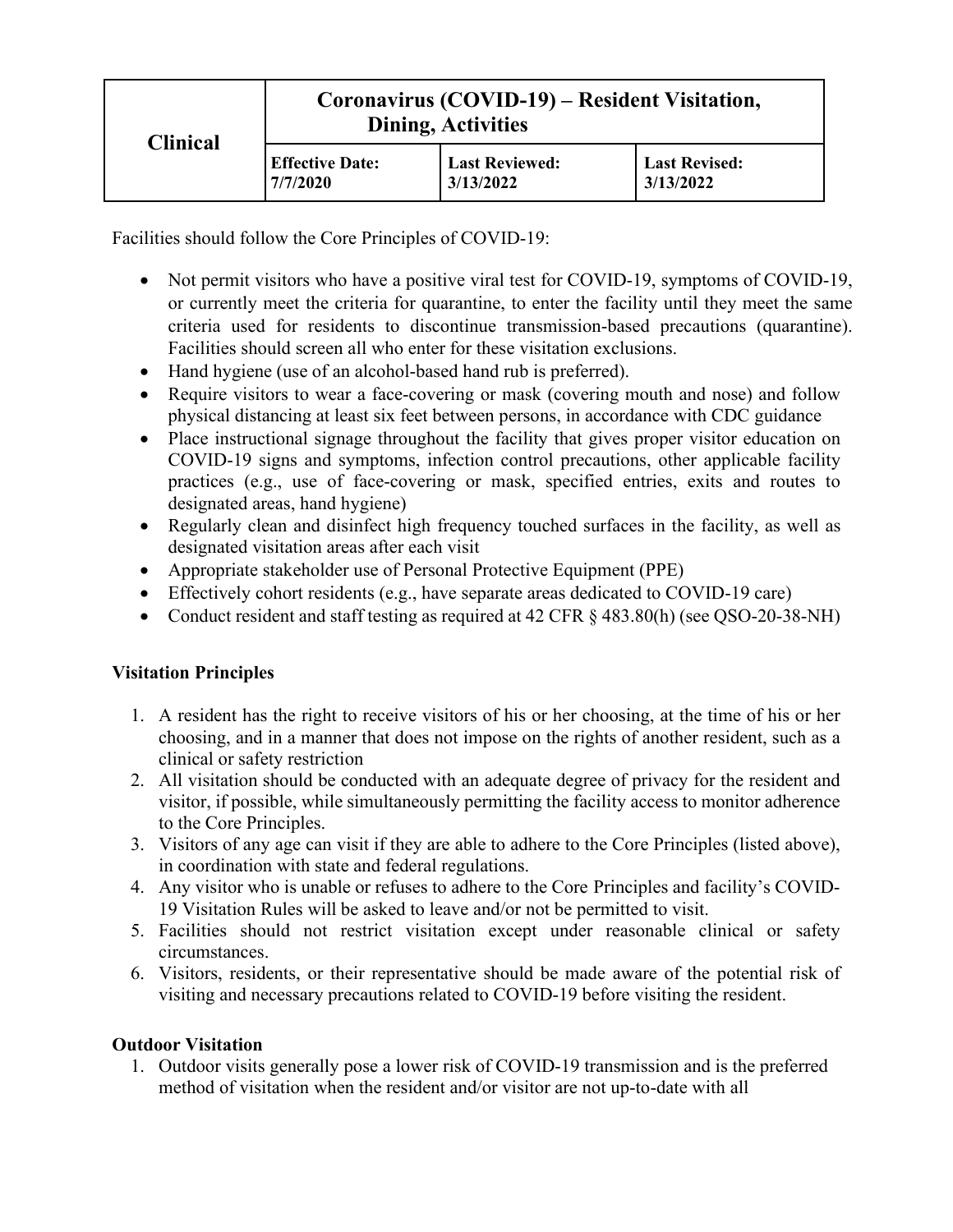| Clinical | Coronavirus (COVID-19) – Resident Visitation, Dining, Activities | | |
|---|---|---|---|
| | **Effective Date:** 7/7/2020 | **Last Reviewed:** 3/13/2022 | **Last Revised:** 3/13/2022 |

Facilities should follow the Core Principles of COVID-19:

- Not permit visitors who have a positive viral test for COVID-19, symptoms of COVID-19, or currently meet the criteria for quarantine, to enter the facility until they meet the same criteria used for residents to discontinue transmission-based precautions (quarantine). Facilities should screen all who enter for these visitation exclusions.
- Hand hygiene (use of an alcohol-based hand rub is preferred).
- Require visitors to wear a face-covering or mask (covering mouth and nose) and follow physical distancing at least six feet between persons, in accordance with CDC guidance
- Place instructional signage throughout the facility that gives proper visitor education on COVID-19 signs and symptoms, infection control precautions, other applicable facility practices (e.g., use of face-covering or mask, specified entries, exits and routes to designated areas, hand hygiene)
- Regularly clean and disinfect high frequency touched surfaces in the facility, as well as designated visitation areas after each visit
- Appropriate stakeholder use of Personal Protective Equipment (PPE)
- Effectively cohort residents (e.g., have separate areas dedicated to COVID-19 care)
- Conduct resident and staff testing as required at 42 CFR § 483.80(h) (see QSO-20-38-NH)

**Visitation Principles**

1. A resident has the right to receive visitors of his or her choosing, at the time of his or her choosing, and in a manner that does not impose on the rights of another resident, such as a clinical or safety restriction
2. All visitation should be conducted with an adequate degree of privacy for the resident and visitor, if possible, while simultaneously permitting the facility access to monitor adherence to the Core Principles.
3. Visitors of any age can visit if they are able to adhere to the Core Principles (listed above), in coordination with state and federal regulations.
4. Any visitor who is unable or refuses to adhere to the Core Principles and facility's COVID-19 Visitation Rules will be asked to leave and/or not be permitted to visit.
5. Facilities should not restrict visitation except under reasonable clinical or safety circumstances.
6. Visitors, residents, or their representative should be made aware of the potential risk of visiting and necessary precautions related to COVID-19 before visiting the resident.

**Outdoor Visitation**

1. Outdoor visits generally pose a lower risk of COVID-19 transmission and is the preferred method of visitation when the resident and/or visitor are not up-to-date with all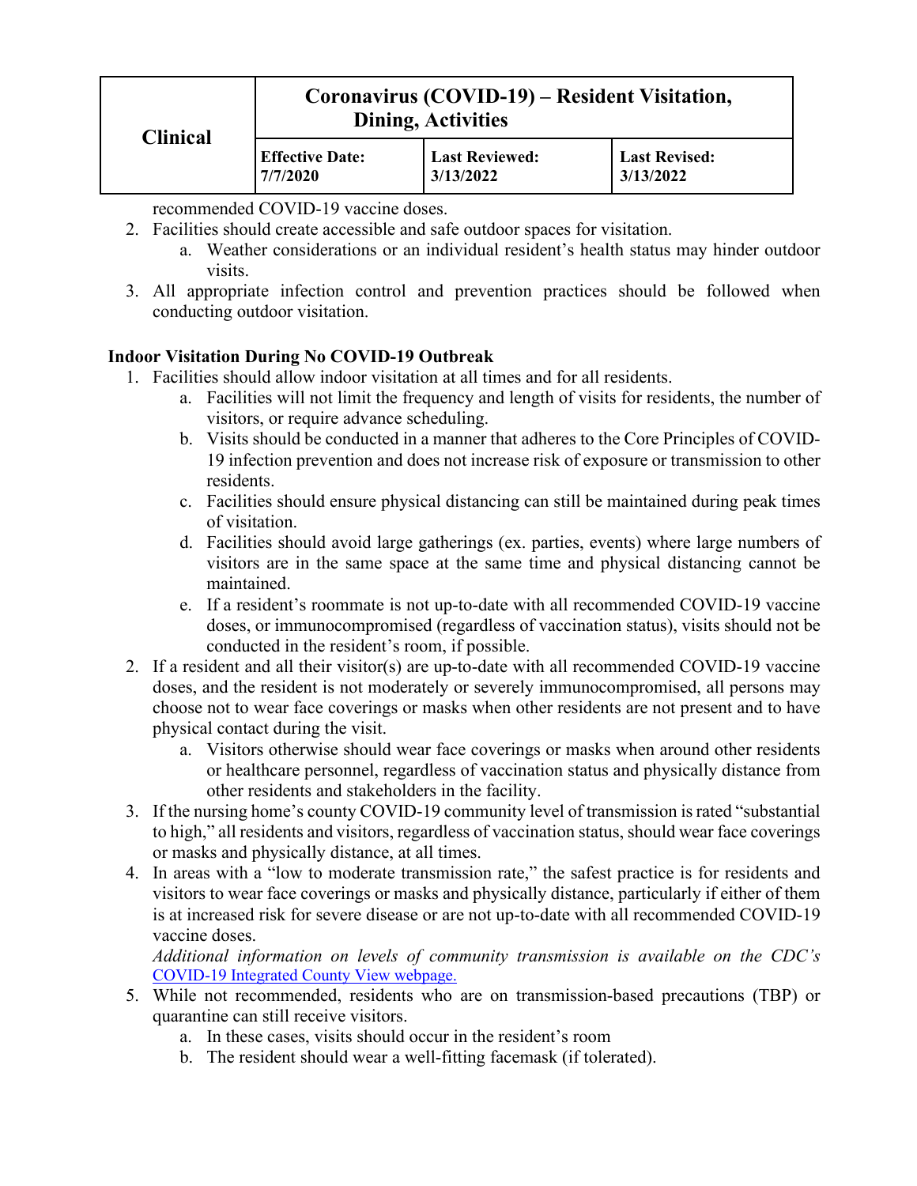recommended COVID-19 vaccine doses.

2. Facilities should create accessible and safe outdoor spaces for visitation.
    a. Weather considerations or an individual resident's health status may hinder outdoor visits.
3. All appropriate infection control and prevention practices should be followed when conducting outdoor visitation.

**Indoor Visitation During No COVID-19 Outbreak**

1. Facilities should allow indoor visitation at all times and for all residents.
    a. Facilities will not limit the frequency and length of visits for residents, the number of visitors, or require advance scheduling.
    b. Visits should be conducted in a manner that adheres to the Core Principles of COVID-19 infection prevention and does not increase risk of exposure or transmission to other residents.
    c. Facilities should ensure physical distancing can still be maintained during peak times of visitation.
    d. Facilities should avoid large gatherings (ex. parties, events) where large numbers of visitors are in the same space at the same time and physical distancing cannot be maintained.
    e. If a resident's roommate is not up-to-date with all recommended COVID-19 vaccine doses, or immunocompromised (regardless of vaccination status), visits should not be conducted in the resident's room, if possible.
2. If a resident and all their visitor(s) are up-to-date with all recommended COVID-19 vaccine doses, and the resident is not moderately or severely immunocompromised, all persons may choose not to wear face coverings or masks when other residents are not present and to have physical contact during the visit.
    a. Visitors otherwise should wear face coverings or masks when around other residents or healthcare personnel, regardless of vaccination status and physically distance from other residents and stakeholders in the facility.
3. If the nursing home's county COVID-19 community level of transmission is rated "substantial to high," all residents and visitors, regardless of vaccination status, should wear face coverings or masks and physically distance, at all times.
4. In areas with a "low to moderate transmission rate," the safest practice is for residents and visitors to wear face coverings or masks and physically distance, particularly if either of them is at increased risk for severe disease or are not up-to-date with all recommended COVID-19 vaccine doses.

    *Additional information on levels of community transmission is available on the CDC's* COVID-19 Integrated County View webpage.
5. While not recommended, residents who are on transmission-based precautions (TBP) or quarantine can still receive visitors.
    a. In these cases, visits should occur in the resident's room
    b. The resident should wear a well-fitting facemask (if tolerated).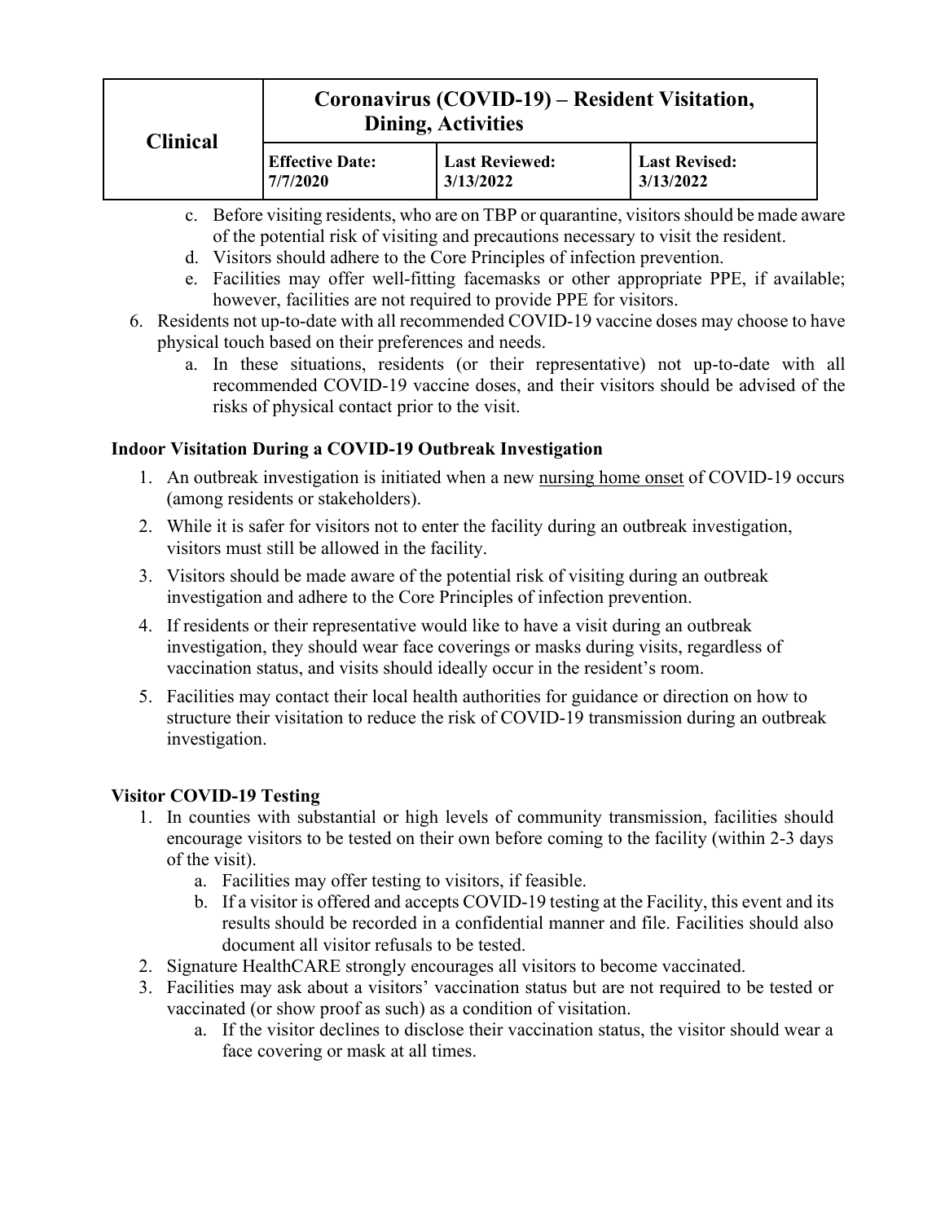c. Before visiting residents, who are on TBP or quarantine, visitors should be made aware of the potential risk of visiting and precautions necessary to visit the resident.
d. Visitors should adhere to the Core Principles of infection prevention.
e. Facilities may offer well-fitting facemasks or other appropriate PPE, if available; however, facilities are not required to provide PPE for visitors.

6. Residents not up-to-date with all recommended COVID-19 vaccine doses may choose to have physical touch based on their preferences and needs.
   a. In these situations, residents (or their representative) not up-to-date with all recommended COVID-19 vaccine doses, and their visitors should be advised of the risks of physical contact prior to the visit.

**Indoor Visitation During a COVID-19 Outbreak Investigation**

1. An outbreak investigation is initiated when a new nursing home onset of COVID-19 occurs (among residents or stakeholders).
2. While it is safer for visitors not to enter the facility during an outbreak investigation, visitors must still be allowed in the facility.
3. Visitors should be made aware of the potential risk of visiting during an outbreak investigation and adhere to the Core Principles of infection prevention.
4. If residents or their representative would like to have a visit during an outbreak investigation, they should wear face coverings or masks during visits, regardless of vaccination status, and visits should ideally occur in the resident's room.
5. Facilities may contact their local health authorities for guidance or direction on how to structure their visitation to reduce the risk of COVID-19 transmission during an outbreak investigation.

**Visitor COVID-19 Testing**

1. In counties with substantial or high levels of community transmission, facilities should encourage visitors to be tested on their own before coming to the facility (within 2-3 days of the visit).
   a. Facilities may offer testing to visitors, if feasible.
   b. If a visitor is offered and accepts COVID-19 testing at the Facility, this event and its results should be recorded in a confidential manner and file. Facilities should also document all visitor refusals to be tested.
2. Signature HealthCARE strongly encourages all visitors to become vaccinated.
3. Facilities may ask about a visitors' vaccination status but are not required to be tested or vaccinated (or show proof as such) as a condition of visitation.
   a. If the visitor declines to disclose their vaccination status, the visitor should wear a face covering or mask at all times.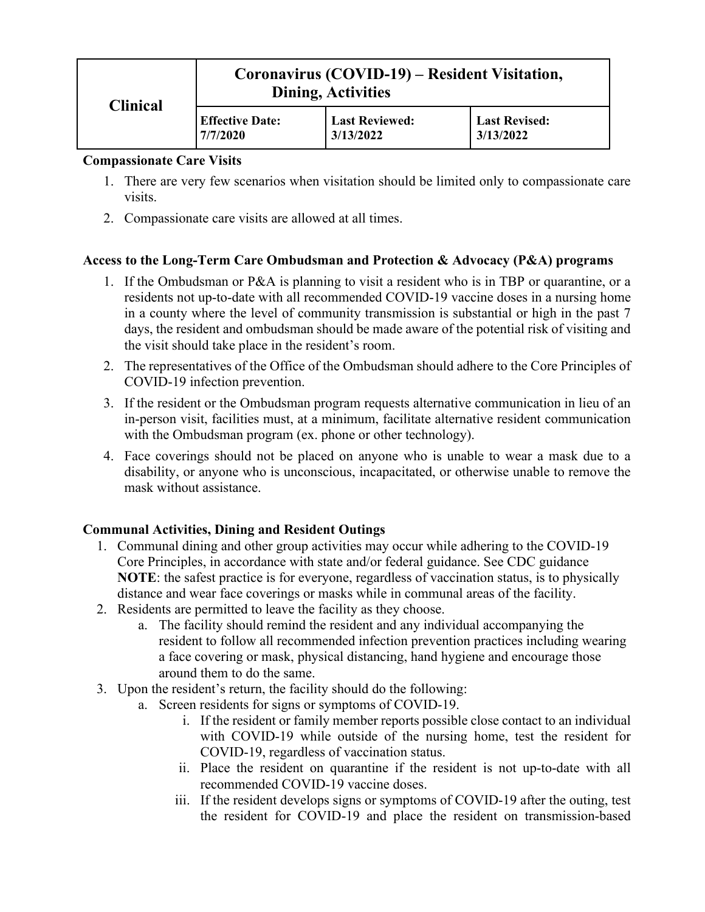| Clinical | Coronavirus (COVID-19) – Resident Visitation, Dining, Activities | | |
|---|---|---|---|
| | **Effective Date:** 7/7/2020 | **Last Reviewed:** 3/13/2022 | **Last Revised:** 3/13/2022 |

**Compassionate Care Visits**

1. There are very few scenarios when visitation should be limited only to compassionate care visits.
2. Compassionate care visits are allowed at all times.

**Access to the Long-Term Care Ombudsman and Protection & Advocacy (P&A) programs**

1. If the Ombudsman or P&A is planning to visit a resident who is in TBP or quarantine, or a residents not up-to-date with all recommended COVID-19 vaccine doses in a nursing home in a county where the level of community transmission is substantial or high in the past 7 days, the resident and ombudsman should be made aware of the potential risk of visiting and the visit should take place in the resident's room.
2. The representatives of the Office of the Ombudsman should adhere to the Core Principles of COVID-19 infection prevention.
3. If the resident or the Ombudsman program requests alternative communication in lieu of an in-person visit, facilities must, at a minimum, facilitate alternative resident communication with the Ombudsman program (ex. phone or other technology).
4. Face coverings should not be placed on anyone who is unable to wear a mask due to a disability, or anyone who is unconscious, incapacitated, or otherwise unable to remove the mask without assistance.

**Communal Activities, Dining and Resident Outings**

1. Communal dining and other group activities may occur while adhering to the COVID-19 Core Principles, in accordance with state and/or federal guidance. See CDC guidance **NOTE**: the safest practice is for everyone, regardless of vaccination status, is to physically distance and wear face coverings or masks while in communal areas of the facility.
2. Residents are permitted to leave the facility as they choose.
   a. The facility should remind the resident and any individual accompanying the resident to follow all recommended infection prevention practices including wearing a face covering or mask, physical distancing, hand hygiene and encourage those around them to do the same.
3. Upon the resident's return, the facility should do the following:
   a. Screen residents for signs or symptoms of COVID-19.
      i. If the resident or family member reports possible close contact to an individual with COVID-19 while outside of the nursing home, test the resident for COVID-19, regardless of vaccination status.
      ii. Place the resident on quarantine if the resident is not up-to-date with all recommended COVID-19 vaccine doses.
      iii. If the resident develops signs or symptoms of COVID-19 after the outing, test the resident for COVID-19 and place the resident on transmission-based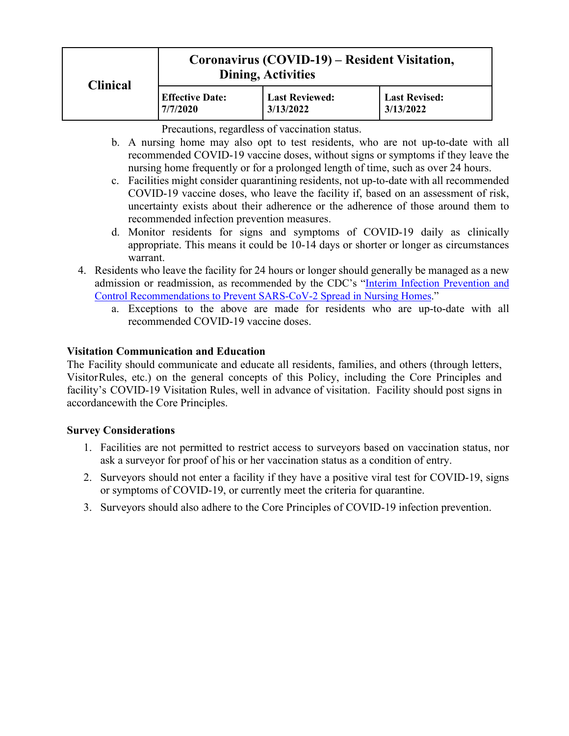Precautions, regardless of vaccination status.

   b. A nursing home may also opt to test residents, who are not up-to-date with all recommended COVID-19 vaccine doses, without signs or symptoms if they leave the nursing home frequently or for a prolonged length of time, such as over 24 hours.
   c. Facilities might consider quarantining residents, not up-to-date with all recommended COVID-19 vaccine doses, who leave the facility if, based on an assessment of risk, uncertainty exists about their adherence or the adherence of those around them to recommended infection prevention measures.
   d. Monitor residents for signs and symptoms of COVID-19 daily as clinically appropriate. This means it could be 10-14 days or shorter or longer as circumstances warrant.

4. Residents who leave the facility for 24 hours or longer should generally be managed as a new admission or readmission, as recommended by the CDC's "Interim Infection Prevention and Control Recommendations to Prevent SARS-CoV-2 Spread in Nursing Homes."
   a. Exceptions to the above are made for residents who are up-to-date with all recommended COVID-19 vaccine doses.

**Visitation Communication and Education**

The Facility should communicate and educate all residents, families, and others (through letters, VisitorRules, etc.) on the general concepts of this Policy, including the Core Principles and facility's COVID-19 Visitation Rules, well in advance of visitation. Facility should post signs in accordancewith the Core Principles.

**Survey Considerations**

1. Facilities are not permitted to restrict access to surveyors based on vaccination status, nor ask a surveyor for proof of his or her vaccination status as a condition of entry.
2. Surveyors should not enter a facility if they have a positive viral test for COVID-19, signs or symptoms of COVID-19, or currently meet the criteria for quarantine.
3. Surveyors should also adhere to the Core Principles of COVID-19 infection prevention.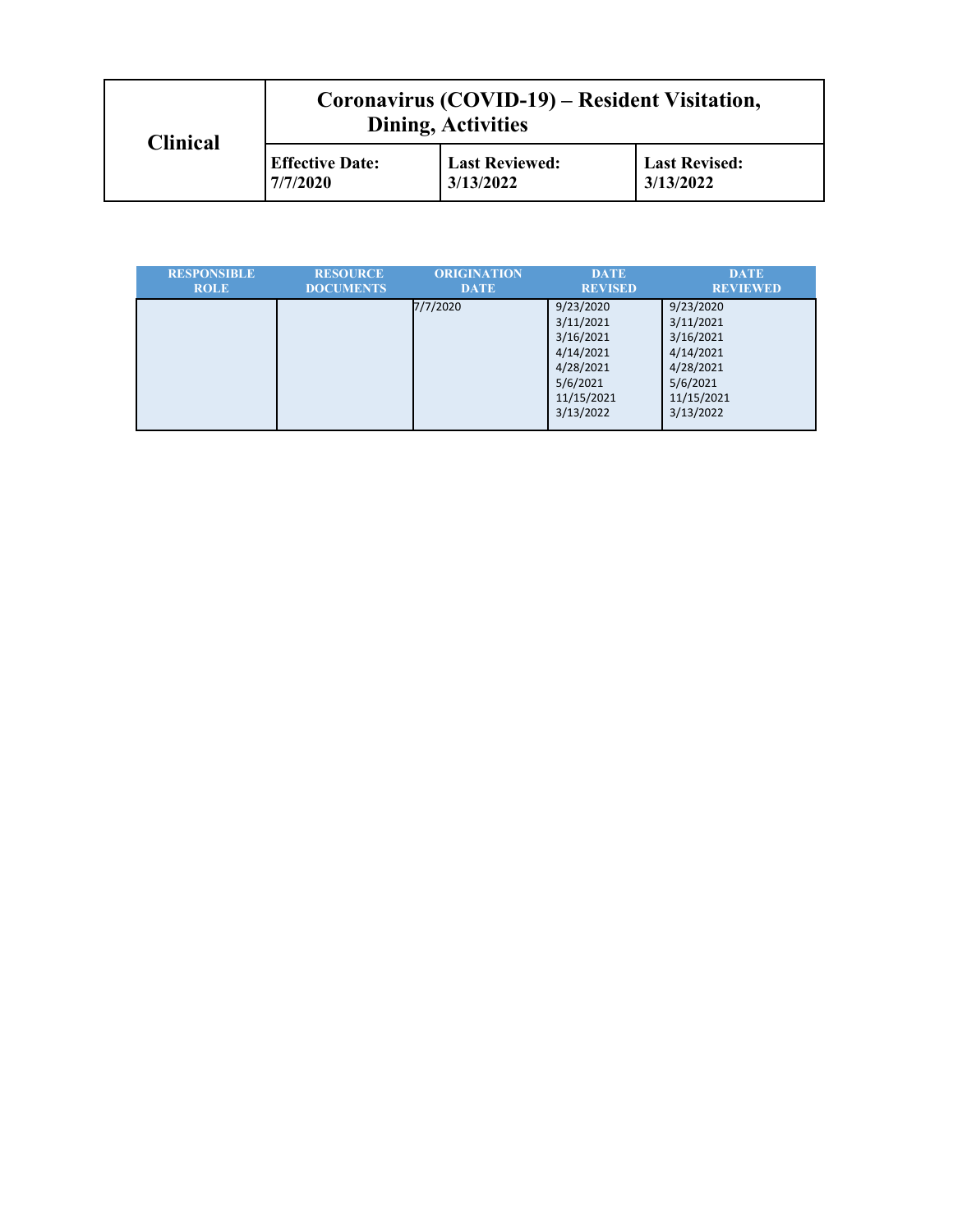| Clinical | Coronavirus (COVID-19) – Resident Visitation, Dining, Activities | | |
|---|---|---|---|
| | **Effective Date:** 7/7/2020 | **Last Reviewed:** 3/13/2022 | **Last Revised:** 3/13/2022 |

| RESPONSIBLE ROLE | RESOURCE DOCUMENTS | ORIGINATION DATE | DATE REVISED | DATE REVIEWED |
|---|---|---|---|---|
| | | 7/7/2020 | 9/23/2020<br>3/11/2021<br>3/16/2021<br>4/14/2021<br>4/28/2021<br>5/6/2021<br>11/15/2021<br>3/13/2022 | 9/23/2020<br>3/11/2021<br>3/16/2021<br>4/14/2021<br>4/28/2021<br>5/6/2021<br>11/15/2021<br>3/13/2022 |